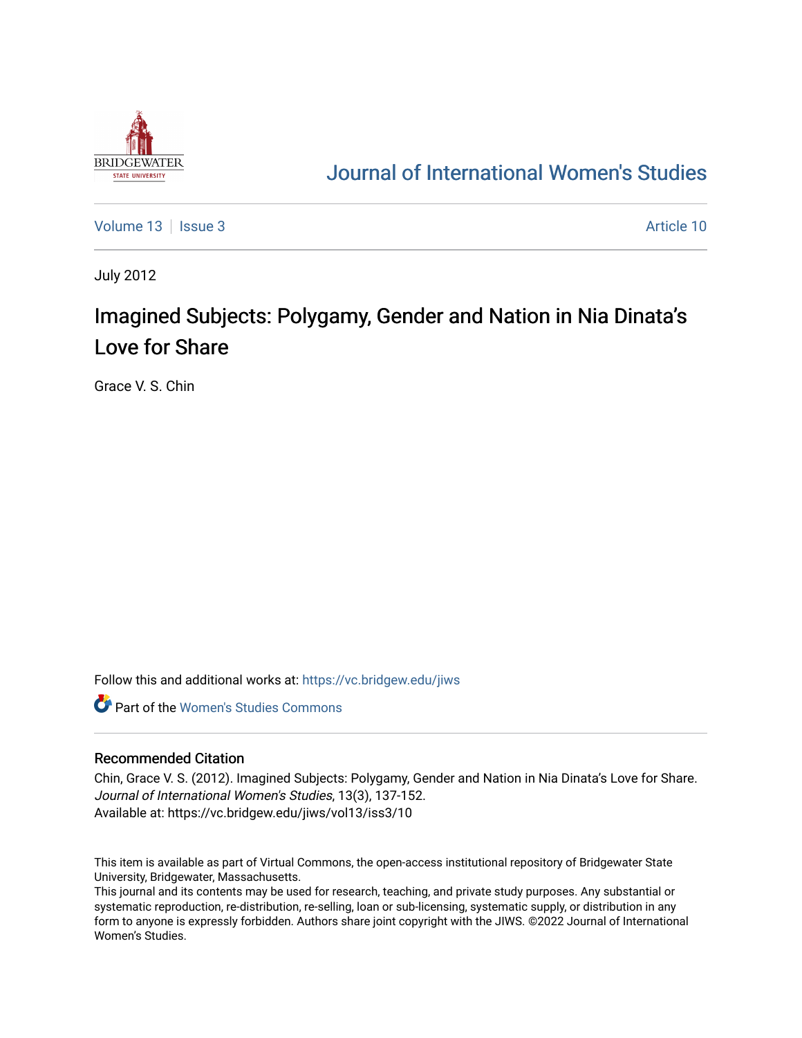Journal of International Women's Studies

Volume 13 | Issue 3 | Article 10

July 2012

# Imagined Subjects: Polygamy, Gender and Nation in Nia Dinata's Love for Share

Grace V. S. Chin

Follow this and additional works at: https://vc.bridgew.edu/jiws

Part of the Women's Studies Commons

## Recommended Citation

Chin, Grace V. S. (2012). Imagined Subjects: Polygamy, Gender and Nation in Nia Dinata's Love for Share. *Journal of International Women's Studies*, 13(3), 137-152.
Available at: https://vc.bridgew.edu/jiws/vol13/iss3/10

This item is available as part of Virtual Commons, the open-access institutional repository of Bridgewater State University, Bridgewater, Massachusetts.
This journal and its contents may be used for research, teaching, and private study purposes. Any substantial or systematic reproduction, re-distribution, re-selling, loan or sub-licensing, systematic supply, or distribution in any form to anyone is expressly forbidden. Authors share joint copyright with the JIWS. ©2022 Journal of International Women's Studies.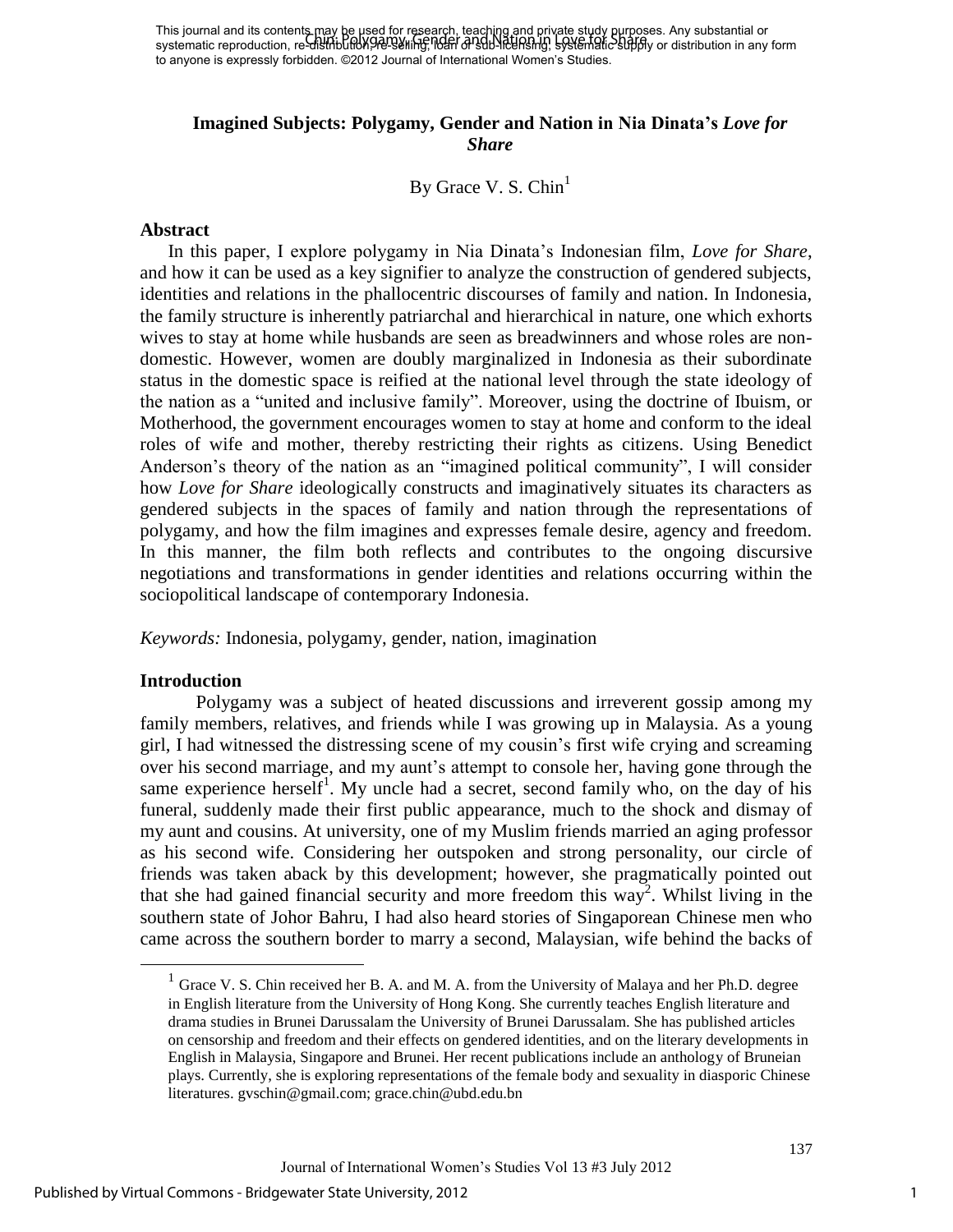# Imagined Subjects: Polygamy, Gender and Nation in Nia Dinata's *Love for Share*

By Grace V. S. Chin[1]

## Abstract

In this paper, I explore polygamy in Nia Dinata's Indonesian film, *Love for Share*, and how it can be used as a key signifier to analyze the construction of gendered subjects, identities and relations in the phallocentric discourses of family and nation. In Indonesia, the family structure is inherently patriarchal and hierarchical in nature, one which exhorts wives to stay at home while husbands are seen as breadwinners and whose roles are non-domestic. However, women are doubly marginalized in Indonesia as their subordinate status in the domestic space is reified at the national level through the state ideology of the nation as a "united and inclusive family". Moreover, using the doctrine of Ibuism, or Motherhood, the government encourages women to stay at home and conform to the ideal roles of wife and mother, thereby restricting their rights as citizens. Using Benedict Anderson's theory of the nation as an "imagined political community", I will consider how *Love for Share* ideologically constructs and imaginatively situates its characters as gendered subjects in the spaces of family and nation through the representations of polygamy, and how the film imagines and expresses female desire, agency and freedom. In this manner, the film both reflects and contributes to the ongoing discursive negotiations and transformations in gender identities and relations occurring within the sociopolitical landscape of contemporary Indonesia.

*Keywords:* Indonesia, polygamy, gender, nation, imagination

## Introduction

Polygamy was a subject of heated discussions and irreverent gossip among my family members, relatives, and friends while I was growing up in Malaysia. As a young girl, I had witnessed the distressing scene of my cousin's first wife crying and screaming over his second marriage, and my aunt's attempt to console her, having gone through the same experience herself[1]. My uncle had a secret, second family who, on the day of his funeral, suddenly made their first public appearance, much to the shock and dismay of my aunt and cousins. At university, one of my Muslim friends married an aging professor as his second wife. Considering her outspoken and strong personality, our circle of friends was taken aback by this development; however, she pragmatically pointed out that she had gained financial security and more freedom this way[2]. Whilst living in the southern state of Johor Bahru, I had also heard stories of Singaporean Chinese men who came across the southern border to marry a second, Malaysian, wife behind the backs of

---

[1] Grace V. S. Chin received her B. A. and M. A. from the University of Malaya and her Ph.D. degree in English literature from the University of Hong Kong. She currently teaches English literature and drama studies in Brunei Darussalam the University of Brunei Darussalam. She has published articles on censorship and freedom and their effects on gendered identities, and on the literary developments in English in Malaysia, Singapore and Brunei. Her recent publications include an anthology of Bruneian plays. Currently, she is exploring representations of the female body and sexuality in diasporic Chinese literatures. gvschin@gmail.com; grace.chin@ubd.edu.bn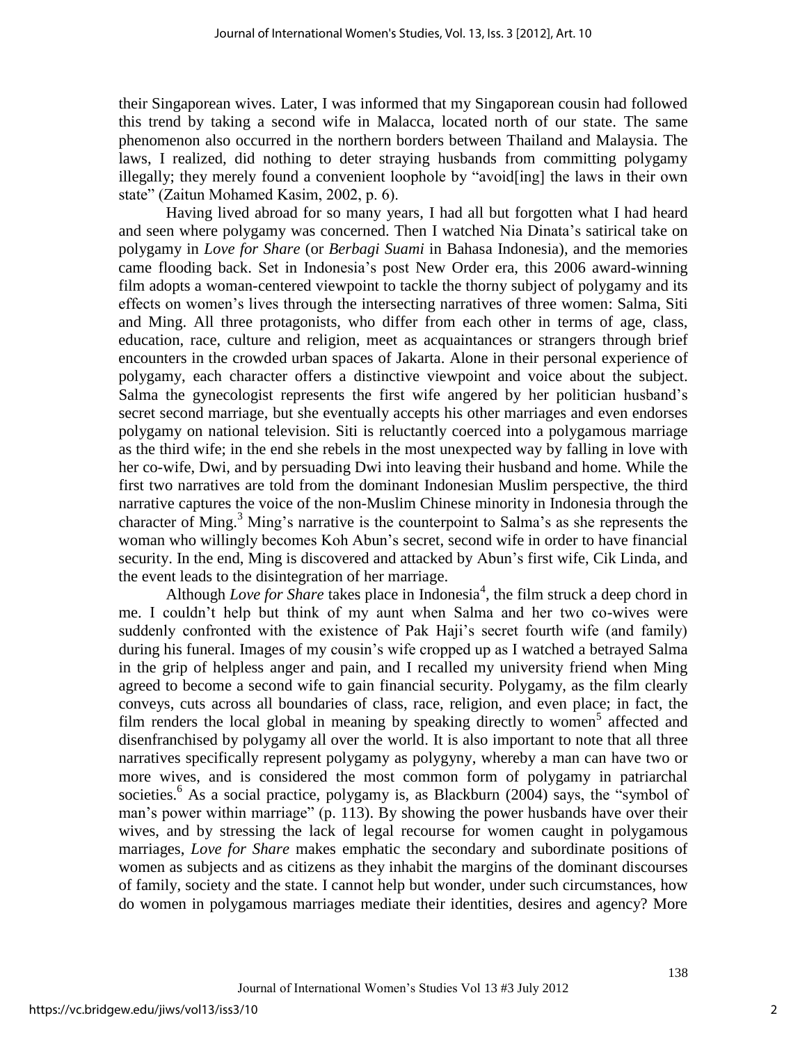their Singaporean wives. Later, I was informed that my Singaporean cousin had followed this trend by taking a second wife in Malacca, located north of our state. The same phenomenon also occurred in the northern borders between Thailand and Malaysia. The laws, I realized, did nothing to deter straying husbands from committing polygamy illegally; they merely found a convenient loophole by "avoid[ing] the laws in their own state" (Zaitun Mohamed Kasim, 2002, p. 6).

Having lived abroad for so many years, I had all but forgotten what I had heard and seen where polygamy was concerned. Then I watched Nia Dinata's satirical take on polygamy in *Love for Share* (or *Berbagi Suami* in Bahasa Indonesia), and the memories came flooding back. Set in Indonesia's post New Order era, this 2006 award-winning film adopts a woman-centered viewpoint to tackle the thorny subject of polygamy and its effects on women's lives through the intersecting narratives of three women: Salma, Siti and Ming. All three protagonists, who differ from each other in terms of age, class, education, race, culture and religion, meet as acquaintances or strangers through brief encounters in the crowded urban spaces of Jakarta. Alone in their personal experience of polygamy, each character offers a distinctive viewpoint and voice about the subject. Salma the gynecologist represents the first wife angered by her politician husband's secret second marriage, but she eventually accepts his other marriages and even endorses polygamy on national television. Siti is reluctantly coerced into a polygamous marriage as the third wife; in the end she rebels in the most unexpected way by falling in love with her co-wife, Dwi, and by persuading Dwi into leaving their husband and home. While the first two narratives are told from the dominant Indonesian Muslim perspective, the third narrative captures the voice of the non-Muslim Chinese minority in Indonesia through the character of Ming.[3] Ming's narrative is the counterpoint to Salma's as she represents the woman who willingly becomes Koh Abun's secret, second wife in order to have financial security. In the end, Ming is discovered and attacked by Abun's first wife, Cik Linda, and the event leads to the disintegration of her marriage.

Although *Love for Share* takes place in Indonesia[4], the film struck a deep chord in me. I couldn't help but think of my aunt when Salma and her two co-wives were suddenly confronted with the existence of Pak Haji's secret fourth wife (and family) during his funeral. Images of my cousin's wife cropped up as I watched a betrayed Salma in the grip of helpless anger and pain, and I recalled my university friend when Ming agreed to become a second wife to gain financial security. Polygamy, as the film clearly conveys, cuts across all boundaries of class, race, religion, and even place; in fact, the film renders the local global in meaning by speaking directly to women[5] affected and disenfranchised by polygamy all over the world. It is also important to note that all three narratives specifically represent polygamy as polygyny, whereby a man can have two or more wives, and is considered the most common form of polygamy in patriarchal societies.[6] As a social practice, polygamy is, as Blackburn (2004) says, the "symbol of man's power within marriage" (p. 113). By showing the power husbands have over their wives, and by stressing the lack of legal recourse for women caught in polygamous marriages, *Love for Share* makes emphatic the secondary and subordinate positions of women as subjects and as citizens as they inhabit the margins of the dominant discourses of family, society and the state. I cannot help but wonder, under such circumstances, how do women in polygamous marriages mediate their identities, desires and agency? More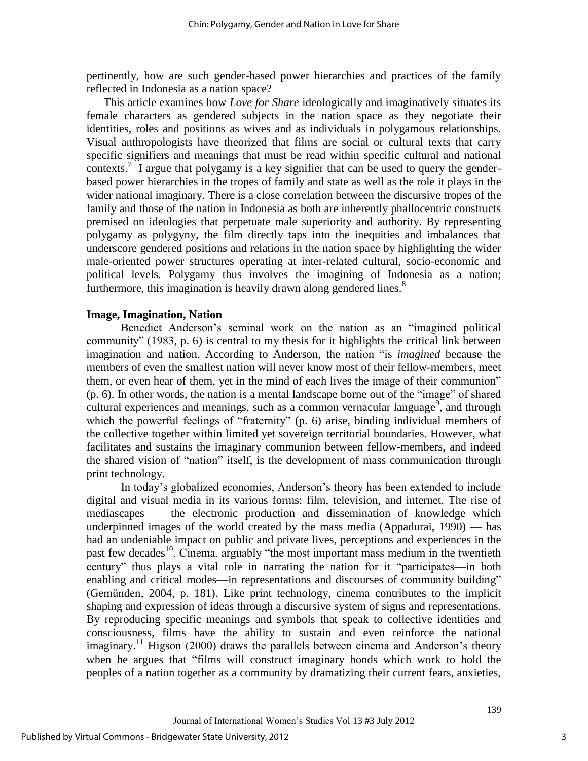pertinently, how are such gender-based power hierarchies and practices of the family reflected in Indonesia as a nation space?

This article examines how *Love for Share* ideologically and imaginatively situates its female characters as gendered subjects in the nation space as they negotiate their identities, roles and positions as wives and as individuals in polygamous relationships. Visual anthropologists have theorized that films are social or cultural texts that carry specific signifiers and meanings that must be read within specific cultural and national contexts.[7] I argue that polygamy is a key signifier that can be used to query the gender-based power hierarchies in the tropes of family and state as well as the role it plays in the wider national imaginary. There is a close correlation between the discursive tropes of the family and those of the nation in Indonesia as both are inherently phallocentric constructs premised on ideologies that perpetuate male superiority and authority. By representing polygamy as polygyny, the film directly taps into the inequities and imbalances that underscore gendered positions and relations in the nation space by highlighting the wider male-oriented power structures operating at inter-related cultural, socio-economic and political levels. Polygamy thus involves the imagining of Indonesia as a nation; furthermore, this imagination is heavily drawn along gendered lines.[8]

**Image, Imagination, Nation**

Benedict Anderson's seminal work on the nation as an "imagined political community" (1983, p. 6) is central to my thesis for it highlights the critical link between imagination and nation. According to Anderson, the nation "is *imagined* because the members of even the smallest nation will never know most of their fellow-members, meet them, or even hear of them, yet in the mind of each lives the image of their communion" (p. 6). In other words, the nation is a mental landscape borne out of the "image" of shared cultural experiences and meanings, such as a common vernacular language[9], and through which the powerful feelings of "fraternity" (p. 6) arise, binding individual members of the collective together within limited yet sovereign territorial boundaries. However, what facilitates and sustains the imaginary communion between fellow-members, and indeed the shared vision of "nation" itself, is the development of mass communication through print technology.

In today's globalized economies, Anderson's theory has been extended to include digital and visual media in its various forms: film, television, and internet. The rise of mediascapes — the electronic production and dissemination of knowledge which underpinned images of the world created by the mass media (Appadurai, 1990) — has had an undeniable impact on public and private lives, perceptions and experiences in the past few decades[10]. Cinema, arguably "the most important mass medium in the twentieth century" thus plays a vital role in narrating the nation for it "participates—in both enabling and critical modes—in representations and discourses of community building" (Gemünden, 2004, p. 181). Like print technology, cinema contributes to the implicit shaping and expression of ideas through a discursive system of signs and representations. By reproducing specific meanings and symbols that speak to collective identities and consciousness, films have the ability to sustain and even reinforce the national imaginary.[11] Higson (2000) draws the parallels between cinema and Anderson's theory when he argues that "films will construct imaginary bonds which work to hold the peoples of a nation together as a community by dramatizing their current fears, anxieties,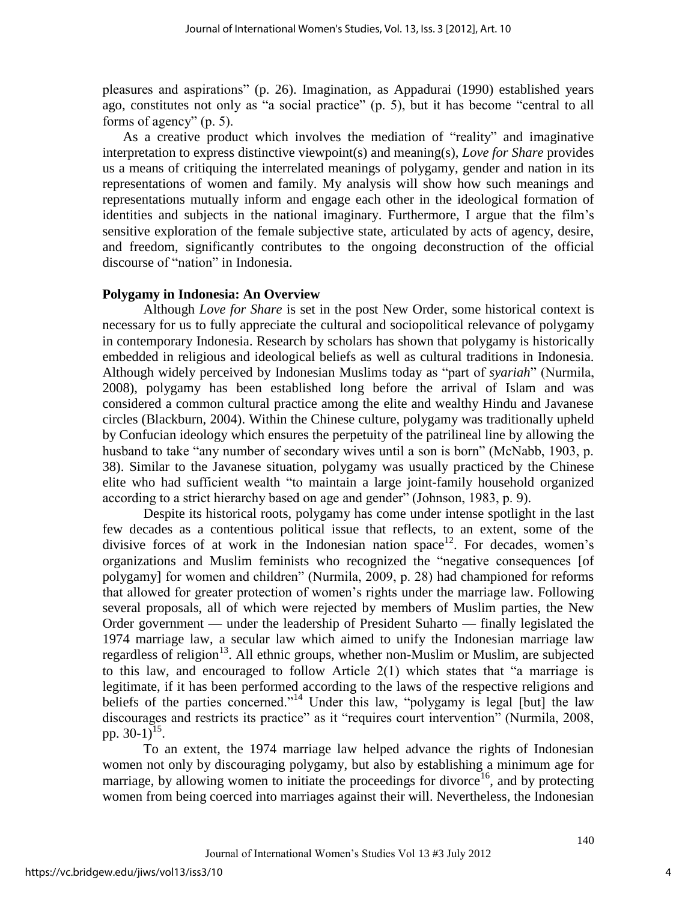pleasures and aspirations" (p. 26). Imagination, as Appadurai (1990) established years ago, constitutes not only as "a social practice" (p. 5), but it has become "central to all forms of agency" (p. 5).

As a creative product which involves the mediation of "reality" and imaginative interpretation to express distinctive viewpoint(s) and meaning(s), *Love for Share* provides us a means of critiquing the interrelated meanings of polygamy, gender and nation in its representations of women and family. My analysis will show how such meanings and representations mutually inform and engage each other in the ideological formation of identities and subjects in the national imaginary. Furthermore, I argue that the film's sensitive exploration of the female subjective state, articulated by acts of agency, desire, and freedom, significantly contributes to the ongoing deconstruction of the official discourse of "nation" in Indonesia.

## Polygamy in Indonesia: An Overview

Although *Love for Share* is set in the post New Order, some historical context is necessary for us to fully appreciate the cultural and sociopolitical relevance of polygamy in contemporary Indonesia. Research by scholars has shown that polygamy is historically embedded in religious and ideological beliefs as well as cultural traditions in Indonesia. Although widely perceived by Indonesian Muslims today as "part of *syariah*" (Nurmila, 2008), polygamy has been established long before the arrival of Islam and was considered a common cultural practice among the elite and wealthy Hindu and Javanese circles (Blackburn, 2004). Within the Chinese culture, polygamy was traditionally upheld by Confucian ideology which ensures the perpetuity of the patrilineal line by allowing the husband to take "any number of secondary wives until a son is born" (McNabb, 1903, p. 38). Similar to the Javanese situation, polygamy was usually practiced by the Chinese elite who had sufficient wealth "to maintain a large joint-family household organized according to a strict hierarchy based on age and gender" (Johnson, 1983, p. 9).

Despite its historical roots, polygamy has come under intense spotlight in the last few decades as a contentious political issue that reflects, to an extent, some of the divisive forces of at work in the Indonesian nation space[12]. For decades, women's organizations and Muslim feminists who recognized the "negative consequences [of polygamy] for women and children" (Nurmila, 2009, p. 28) had championed for reforms that allowed for greater protection of women's rights under the marriage law. Following several proposals, all of which were rejected by members of Muslim parties, the New Order government — under the leadership of President Suharto — finally legislated the 1974 marriage law, a secular law which aimed to unify the Indonesian marriage law regardless of religion[13]. All ethnic groups, whether non-Muslim or Muslim, are subjected to this law, and encouraged to follow Article 2(1) which states that "a marriage is legitimate, if it has been performed according to the laws of the respective religions and beliefs of the parties concerned."[14] Under this law, "polygamy is legal [but] the law discourages and restricts its practice" as it "requires court intervention" (Nurmila, 2008, pp. 30-1)[15].

To an extent, the 1974 marriage law helped advance the rights of Indonesian women not only by discouraging polygamy, but also by establishing a minimum age for marriage, by allowing women to initiate the proceedings for divorce[16], and by protecting women from being coerced into marriages against their will. Nevertheless, the Indonesian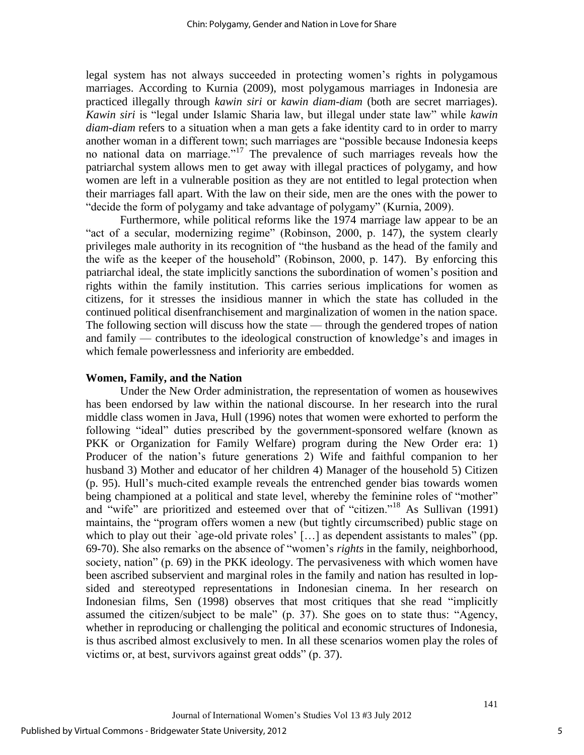legal system has not always succeeded in protecting women's rights in polygamous marriages. According to Kurnia (2009), most polygamous marriages in Indonesia are practiced illegally through *kawin siri* or *kawin diam-diam* (both are secret marriages). *Kawin siri* is "legal under Islamic Sharia law, but illegal under state law" while *kawin diam-diam* refers to a situation when a man gets a fake identity card to in order to marry another woman in a different town; such marriages are "possible because Indonesia keeps no national data on marriage."[17] The prevalence of such marriages reveals how the patriarchal system allows men to get away with illegal practices of polygamy, and how women are left in a vulnerable position as they are not entitled to legal protection when their marriages fall apart. With the law on their side, men are the ones with the power to "decide the form of polygamy and take advantage of polygamy" (Kurnia, 2009).

Furthermore, while political reforms like the 1974 marriage law appear to be an "act of a secular, modernizing regime" (Robinson, 2000, p. 147), the system clearly privileges male authority in its recognition of "the husband as the head of the family and the wife as the keeper of the household" (Robinson, 2000, p. 147). By enforcing this patriarchal ideal, the state implicitly sanctions the subordination of women's position and rights within the family institution. This carries serious implications for women as citizens, for it stresses the insidious manner in which the state has colluded in the continued political disenfranchisement and marginalization of women in the nation space. The following section will discuss how the state — through the gendered tropes of nation and family — contributes to the ideological construction of knowledge's and images in which female powerlessness and inferiority are embedded.

## Women, Family, and the Nation

Under the New Order administration, the representation of women as housewives has been endorsed by law within the national discourse. In her research into the rural middle class women in Java, Hull (1996) notes that women were exhorted to perform the following "ideal" duties prescribed by the government-sponsored welfare (known as PKK or Organization for Family Welfare) program during the New Order era: 1) Producer of the nation's future generations 2) Wife and faithful companion to her husband 3) Mother and educator of her children 4) Manager of the household 5) Citizen (p. 95). Hull's much-cited example reveals the entrenched gender bias towards women being championed at a political and state level, whereby the feminine roles of "mother" and "wife" are prioritized and esteemed over that of "citizen."[18] As Sullivan (1991) maintains, the "program offers women a new (but tightly circumscribed) public stage on which to play out their `age-old private roles' […] as dependent assistants to males" (pp. 69-70). She also remarks on the absence of "women's *rights* in the family, neighborhood, society, nation" (p. 69) in the PKK ideology. The pervasiveness with which women have been ascribed subservient and marginal roles in the family and nation has resulted in lop-sided and stereotyped representations in Indonesian cinema. In her research on Indonesian films, Sen (1998) observes that most critiques that she read "implicitly assumed the citizen/subject to be male" (p. 37). She goes on to state thus: "Agency, whether in reproducing or challenging the political and economic structures of Indonesia, is thus ascribed almost exclusively to men. In all these scenarios women play the roles of victims or, at best, survivors against great odds" (p. 37).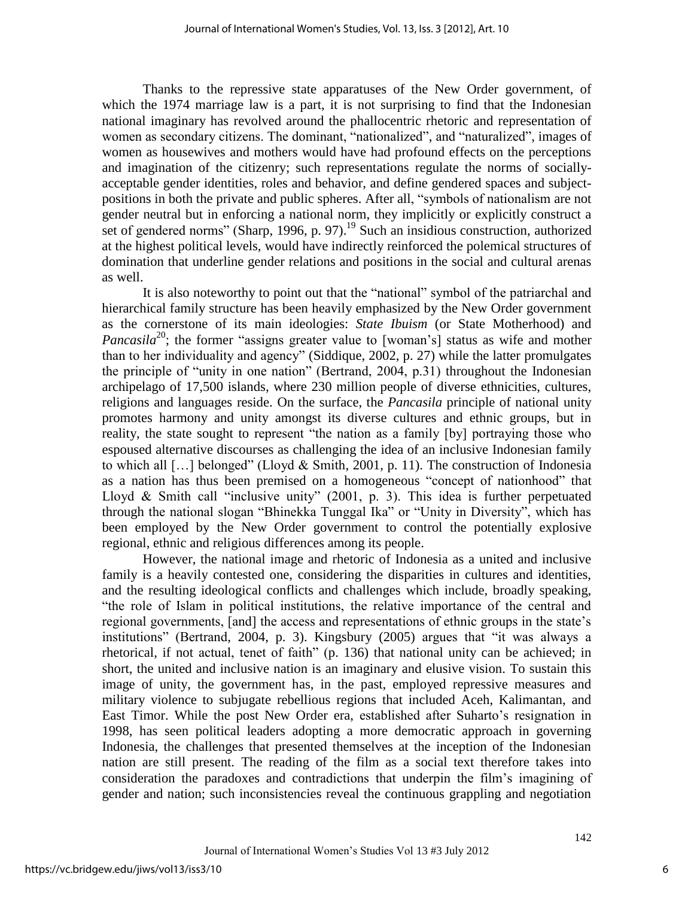Thanks to the repressive state apparatuses of the New Order government, of which the 1974 marriage law is a part, it is not surprising to find that the Indonesian national imaginary has revolved around the phallocentric rhetoric and representation of women as secondary citizens. The dominant, "nationalized", and "naturalized", images of women as housewives and mothers would have had profound effects on the perceptions and imagination of the citizenry; such representations regulate the norms of socially-acceptable gender identities, roles and behavior, and define gendered spaces and subject-positions in both the private and public spheres. After all, "symbols of nationalism are not gender neutral but in enforcing a national norm, they implicitly or explicitly construct a set of gendered norms" (Sharp, 1996, p. 97).[19] Such an insidious construction, authorized at the highest political levels, would have indirectly reinforced the polemical structures of domination that underline gender relations and positions in the social and cultural arenas as well.

It is also noteworthy to point out that the "national" symbol of the patriarchal and hierarchical family structure has been heavily emphasized by the New Order government as the cornerstone of its main ideologies: *State Ibuism* (or State Motherhood) and *Pancasila*[20]; the former "assigns greater value to [woman's] status as wife and mother than to her individuality and agency" (Siddique, 2002, p. 27) while the latter promulgates the principle of "unity in one nation" (Bertrand, 2004, p.31) throughout the Indonesian archipelago of 17,500 islands, where 230 million people of diverse ethnicities, cultures, religions and languages reside. On the surface, the *Pancasila* principle of national unity promotes harmony and unity amongst its diverse cultures and ethnic groups, but in reality, the state sought to represent "the nation as a family [by] portraying those who espoused alternative discourses as challenging the idea of an inclusive Indonesian family to which all […] belonged" (Lloyd & Smith, 2001, p. 11). The construction of Indonesia as a nation has thus been premised on a homogeneous "concept of nationhood" that Lloyd & Smith call "inclusive unity" (2001, p. 3). This idea is further perpetuated through the national slogan "Bhinekka Tunggal Ika" or "Unity in Diversity", which has been employed by the New Order government to control the potentially explosive regional, ethnic and religious differences among its people.

However, the national image and rhetoric of Indonesia as a united and inclusive family is a heavily contested one, considering the disparities in cultures and identities, and the resulting ideological conflicts and challenges which include, broadly speaking, "the role of Islam in political institutions, the relative importance of the central and regional governments, [and] the access and representations of ethnic groups in the state's institutions" (Bertrand, 2004, p. 3). Kingsbury (2005) argues that "it was always a rhetorical, if not actual, tenet of faith" (p. 136) that national unity can be achieved; in short, the united and inclusive nation is an imaginary and elusive vision. To sustain this image of unity, the government has, in the past, employed repressive measures and military violence to subjugate rebellious regions that included Aceh, Kalimantan, and East Timor. While the post New Order era, established after Suharto's resignation in 1998, has seen political leaders adopting a more democratic approach in governing Indonesia, the challenges that presented themselves at the inception of the Indonesian nation are still present. The reading of the film as a social text therefore takes into consideration the paradoxes and contradictions that underpin the film's imagining of gender and nation; such inconsistencies reveal the continuous grappling and negotiation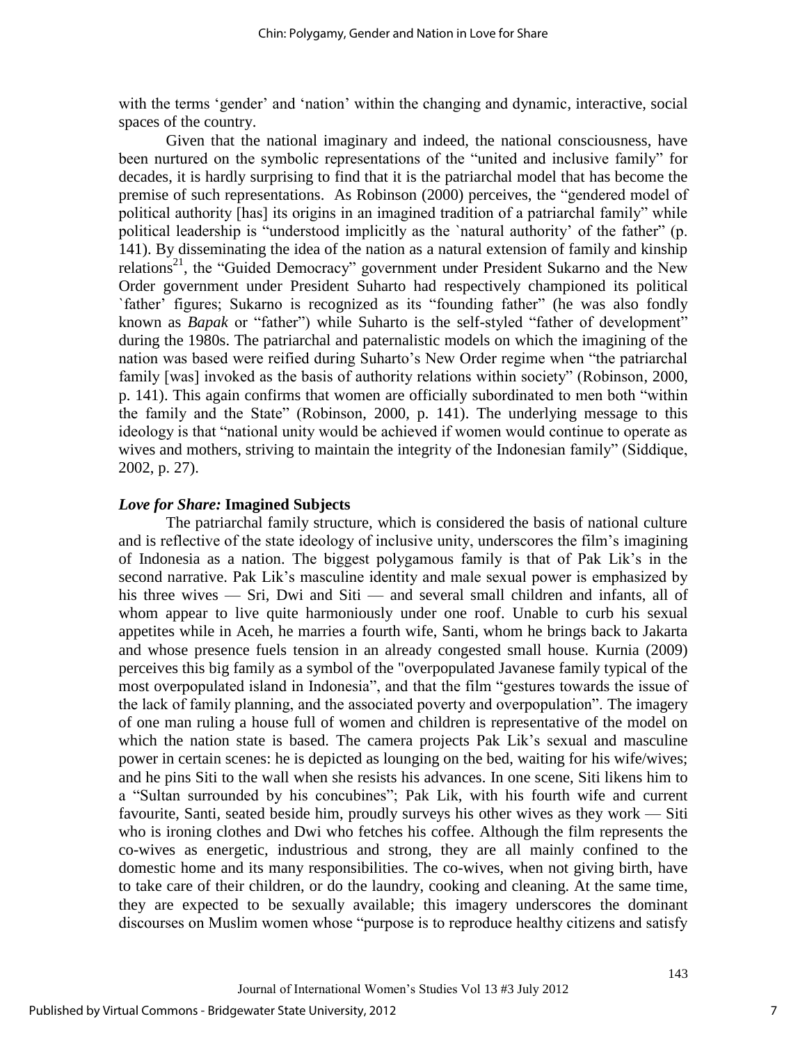with the terms 'gender' and 'nation' within the changing and dynamic, interactive, social spaces of the country.

Given that the national imaginary and indeed, the national consciousness, have been nurtured on the symbolic representations of the "united and inclusive family" for decades, it is hardly surprising to find that it is the patriarchal model that has become the premise of such representations. As Robinson (2000) perceives, the "gendered model of political authority [has] its origins in an imagined tradition of a patriarchal family" while political leadership is "understood implicitly as the `natural authority' of the father" (p. 141). By disseminating the idea of the nation as a natural extension of family and kinship relations[21], the "Guided Democracy" government under President Sukarno and the New Order government under President Suharto had respectively championed its political `father' figures; Sukarno is recognized as its "founding father" (he was also fondly known as *Bapak* or "father") while Suharto is the self-styled "father of development" during the 1980s. The patriarchal and paternalistic models on which the imagining of the nation was based were reified during Suharto's New Order regime when "the patriarchal family [was] invoked as the basis of authority relations within society" (Robinson, 2000, p. 141). This again confirms that women are officially subordinated to men both "within the family and the State" (Robinson, 2000, p. 141). The underlying message to this ideology is that "national unity would be achieved if women would continue to operate as wives and mothers, striving to maintain the integrity of the Indonesian family" (Siddique, 2002, p. 27).

### ***Love for Share:* Imagined Subjects**

The patriarchal family structure, which is considered the basis of national culture and is reflective of the state ideology of inclusive unity, underscores the film's imagining of Indonesia as a nation. The biggest polygamous family is that of Pak Lik's in the second narrative. Pak Lik's masculine identity and male sexual power is emphasized by his three wives — Sri, Dwi and Siti — and several small children and infants, all of whom appear to live quite harmoniously under one roof. Unable to curb his sexual appetites while in Aceh, he marries a fourth wife, Santi, whom he brings back to Jakarta and whose presence fuels tension in an already congested small house. Kurnia (2009) perceives this big family as a symbol of the "overpopulated Javanese family typical of the most overpopulated island in Indonesia", and that the film "gestures towards the issue of the lack of family planning, and the associated poverty and overpopulation". The imagery of one man ruling a house full of women and children is representative of the model on which the nation state is based. The camera projects Pak Lik's sexual and masculine power in certain scenes: he is depicted as lounging on the bed, waiting for his wife/wives; and he pins Siti to the wall when she resists his advances. In one scene, Siti likens him to a "Sultan surrounded by his concubines"; Pak Lik, with his fourth wife and current favourite, Santi, seated beside him, proudly surveys his other wives as they work — Siti who is ironing clothes and Dwi who fetches his coffee. Although the film represents the co-wives as energetic, industrious and strong, they are all mainly confined to the domestic home and its many responsibilities. The co-wives, when not giving birth, have to take care of their children, or do the laundry, cooking and cleaning. At the same time, they are expected to be sexually available; this imagery underscores the dominant discourses on Muslim women whose "purpose is to reproduce healthy citizens and satisfy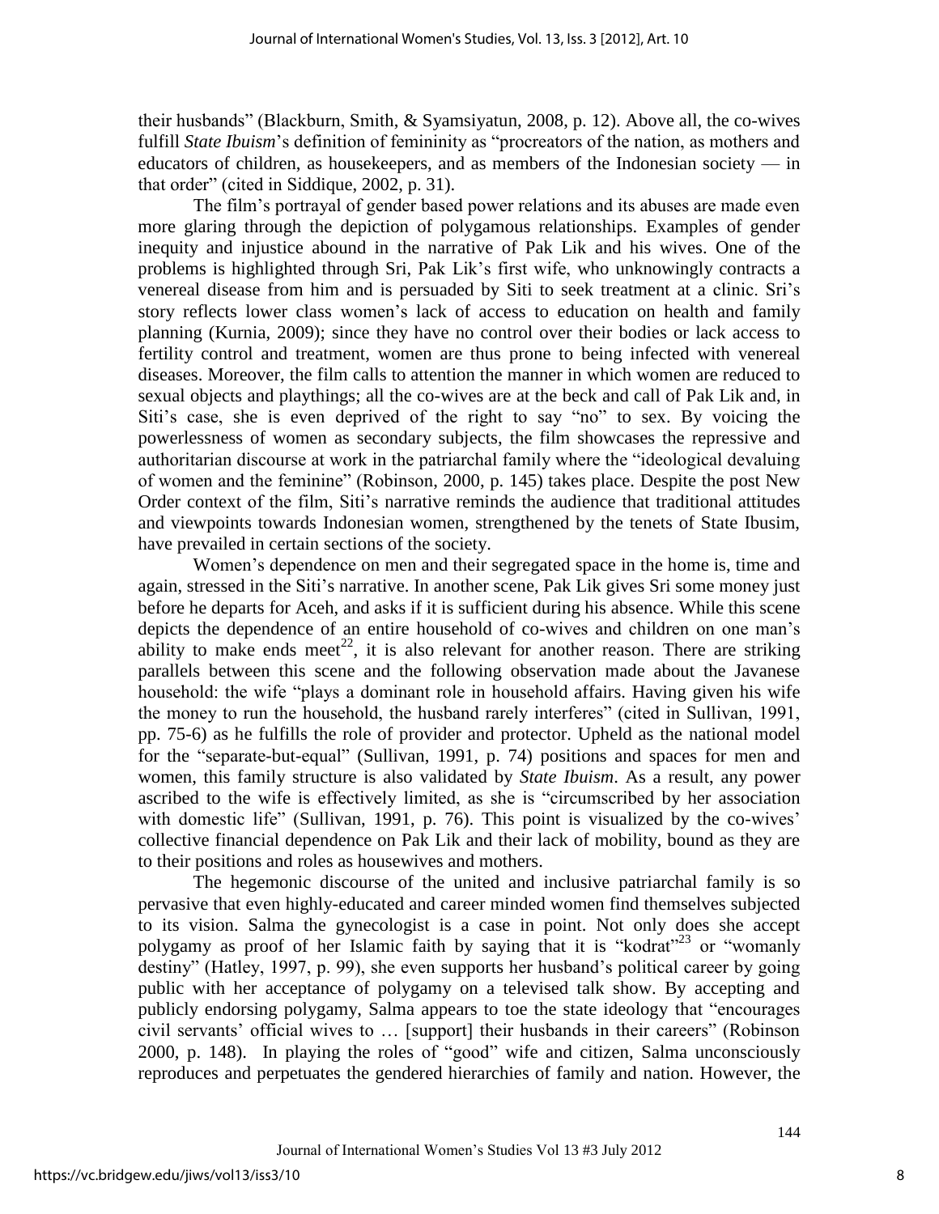their husbands" (Blackburn, Smith, & Syamsiyatun, 2008, p. 12). Above all, the co-wives fulfill *State Ibuism*'s definition of femininity as "procreators of the nation, as mothers and educators of children, as housekeepers, and as members of the Indonesian society — in that order" (cited in Siddique, 2002, p. 31).

The film's portrayal of gender based power relations and its abuses are made even more glaring through the depiction of polygamous relationships. Examples of gender inequity and injustice abound in the narrative of Pak Lik and his wives. One of the problems is highlighted through Sri, Pak Lik's first wife, who unknowingly contracts a venereal disease from him and is persuaded by Siti to seek treatment at a clinic. Sri's story reflects lower class women's lack of access to education on health and family planning (Kurnia, 2009); since they have no control over their bodies or lack access to fertility control and treatment, women are thus prone to being infected with venereal diseases. Moreover, the film calls to attention the manner in which women are reduced to sexual objects and playthings; all the co-wives are at the beck and call of Pak Lik and, in Siti's case, she is even deprived of the right to say "no" to sex. By voicing the powerlessness of women as secondary subjects, the film showcases the repressive and authoritarian discourse at work in the patriarchal family where the "ideological devaluing of women and the feminine" (Robinson, 2000, p. 145) takes place. Despite the post New Order context of the film, Siti's narrative reminds the audience that traditional attitudes and viewpoints towards Indonesian women, strengthened by the tenets of State Ibusim, have prevailed in certain sections of the society.

Women's dependence on men and their segregated space in the home is, time and again, stressed in the Siti's narrative. In another scene, Pak Lik gives Sri some money just before he departs for Aceh, and asks if it is sufficient during his absence. While this scene depicts the dependence of an entire household of co-wives and children on one man's ability to make ends meet[22], it is also relevant for another reason. There are striking parallels between this scene and the following observation made about the Javanese household: the wife "plays a dominant role in household affairs. Having given his wife the money to run the household, the husband rarely interferes" (cited in Sullivan, 1991, pp. 75-6) as he fulfills the role of provider and protector. Upheld as the national model for the "separate-but-equal" (Sullivan, 1991, p. 74) positions and spaces for men and women, this family structure is also validated by *State Ibuism*. As a result, any power ascribed to the wife is effectively limited, as she is "circumscribed by her association with domestic life" (Sullivan, 1991, p. 76). This point is visualized by the co-wives' collective financial dependence on Pak Lik and their lack of mobility, bound as they are to their positions and roles as housewives and mothers.

The hegemonic discourse of the united and inclusive patriarchal family is so pervasive that even highly-educated and career minded women find themselves subjected to its vision. Salma the gynecologist is a case in point. Not only does she accept polygamy as proof of her Islamic faith by saying that it is "kodrat"[23] or "womanly destiny" (Hatley, 1997, p. 99), she even supports her husband's political career by going public with her acceptance of polygamy on a televised talk show. By accepting and publicly endorsing polygamy, Salma appears to toe the state ideology that "encourages civil servants' official wives to … [support] their husbands in their careers" (Robinson 2000, p. 148). In playing the roles of "good" wife and citizen, Salma unconsciously reproduces and perpetuates the gendered hierarchies of family and nation. However, the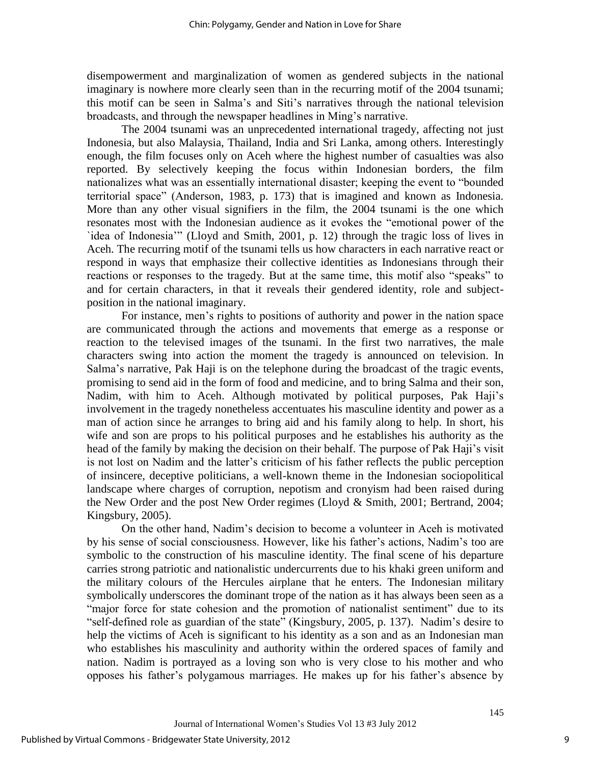disempowerment and marginalization of women as gendered subjects in the national imaginary is nowhere more clearly seen than in the recurring motif of the 2004 tsunami; this motif can be seen in Salma's and Siti's narratives through the national television broadcasts, and through the newspaper headlines in Ming's narrative.

The 2004 tsunami was an unprecedented international tragedy, affecting not just Indonesia, but also Malaysia, Thailand, India and Sri Lanka, among others. Interestingly enough, the film focuses only on Aceh where the highest number of casualties was also reported. By selectively keeping the focus within Indonesian borders, the film nationalizes what was an essentially international disaster; keeping the event to "bounded territorial space" (Anderson, 1983, p. 173) that is imagined and known as Indonesia. More than any other visual signifiers in the film, the 2004 tsunami is the one which resonates most with the Indonesian audience as it evokes the "emotional power of the `idea of Indonesia'" (Lloyd and Smith, 2001, p. 12) through the tragic loss of lives in Aceh. The recurring motif of the tsunami tells us how characters in each narrative react or respond in ways that emphasize their collective identities as Indonesians through their reactions or responses to the tragedy. But at the same time, this motif also "speaks" to and for certain characters, in that it reveals their gendered identity, role and subject-position in the national imaginary.

For instance, men's rights to positions of authority and power in the nation space are communicated through the actions and movements that emerge as a response or reaction to the televised images of the tsunami. In the first two narratives, the male characters swing into action the moment the tragedy is announced on television. In Salma's narrative, Pak Haji is on the telephone during the broadcast of the tragic events, promising to send aid in the form of food and medicine, and to bring Salma and their son, Nadim, with him to Aceh. Although motivated by political purposes, Pak Haji's involvement in the tragedy nonetheless accentuates his masculine identity and power as a man of action since he arranges to bring aid and his family along to help. In short, his wife and son are props to his political purposes and he establishes his authority as the head of the family by making the decision on their behalf. The purpose of Pak Haji's visit is not lost on Nadim and the latter's criticism of his father reflects the public perception of insincere, deceptive politicians, a well-known theme in the Indonesian sociopolitical landscape where charges of corruption, nepotism and cronyism had been raised during the New Order and the post New Order regimes (Lloyd & Smith, 2001; Bertrand, 2004; Kingsbury, 2005).

On the other hand, Nadim's decision to become a volunteer in Aceh is motivated by his sense of social consciousness. However, like his father's actions, Nadim's too are symbolic to the construction of his masculine identity. The final scene of his departure carries strong patriotic and nationalistic undercurrents due to his khaki green uniform and the military colours of the Hercules airplane that he enters. The Indonesian military symbolically underscores the dominant trope of the nation as it has always been seen as a "major force for state cohesion and the promotion of nationalist sentiment" due to its "self-defined role as guardian of the state" (Kingsbury, 2005, p. 137). Nadim's desire to help the victims of Aceh is significant to his identity as a son and as an Indonesian man who establishes his masculinity and authority within the ordered spaces of family and nation. Nadim is portrayed as a loving son who is very close to his mother and who opposes his father's polygamous marriages. He makes up for his father's absence by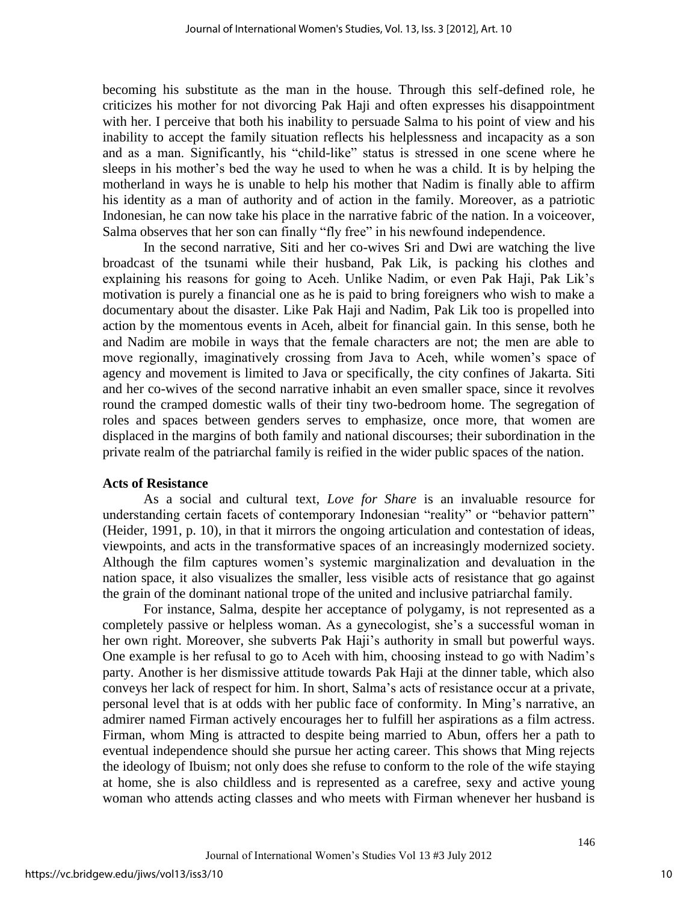becoming his substitute as the man in the house. Through this self-defined role, he criticizes his mother for not divorcing Pak Haji and often expresses his disappointment with her. I perceive that both his inability to persuade Salma to his point of view and his inability to accept the family situation reflects his helplessness and incapacity as a son and as a man. Significantly, his "child-like" status is stressed in one scene where he sleeps in his mother's bed the way he used to when he was a child. It is by helping the motherland in ways he is unable to help his mother that Nadim is finally able to affirm his identity as a man of authority and of action in the family. Moreover, as a patriotic Indonesian, he can now take his place in the narrative fabric of the nation. In a voiceover, Salma observes that her son can finally "fly free" in his newfound independence.

In the second narrative, Siti and her co-wives Sri and Dwi are watching the live broadcast of the tsunami while their husband, Pak Lik, is packing his clothes and explaining his reasons for going to Aceh. Unlike Nadim, or even Pak Haji, Pak Lik's motivation is purely a financial one as he is paid to bring foreigners who wish to make a documentary about the disaster. Like Pak Haji and Nadim, Pak Lik too is propelled into action by the momentous events in Aceh, albeit for financial gain. In this sense, both he and Nadim are mobile in ways that the female characters are not; the men are able to move regionally, imaginatively crossing from Java to Aceh, while women's space of agency and movement is limited to Java or specifically, the city confines of Jakarta. Siti and her co-wives of the second narrative inhabit an even smaller space, since it revolves round the cramped domestic walls of their tiny two-bedroom home. The segregation of roles and spaces between genders serves to emphasize, once more, that women are displaced in the margins of both family and national discourses; their subordination in the private realm of the patriarchal family is reified in the wider public spaces of the nation.

## Acts of Resistance

As a social and cultural text, *Love for Share* is an invaluable resource for understanding certain facets of contemporary Indonesian "reality" or "behavior pattern" (Heider, 1991, p. 10), in that it mirrors the ongoing articulation and contestation of ideas, viewpoints, and acts in the transformative spaces of an increasingly modernized society. Although the film captures women's systemic marginalization and devaluation in the nation space, it also visualizes the smaller, less visible acts of resistance that go against the grain of the dominant national trope of the united and inclusive patriarchal family.

For instance, Salma, despite her acceptance of polygamy, is not represented as a completely passive or helpless woman. As a gynecologist, she's a successful woman in her own right. Moreover, she subverts Pak Haji's authority in small but powerful ways. One example is her refusal to go to Aceh with him, choosing instead to go with Nadim's party. Another is her dismissive attitude towards Pak Haji at the dinner table, which also conveys her lack of respect for him. In short, Salma's acts of resistance occur at a private, personal level that is at odds with her public face of conformity. In Ming's narrative, an admirer named Firman actively encourages her to fulfill her aspirations as a film actress. Firman, whom Ming is attracted to despite being married to Abun, offers her a path to eventual independence should she pursue her acting career. This shows that Ming rejects the ideology of Ibuism; not only does she refuse to conform to the role of the wife staying at home, she is also childless and is represented as a carefree, sexy and active young woman who attends acting classes and who meets with Firman whenever her husband is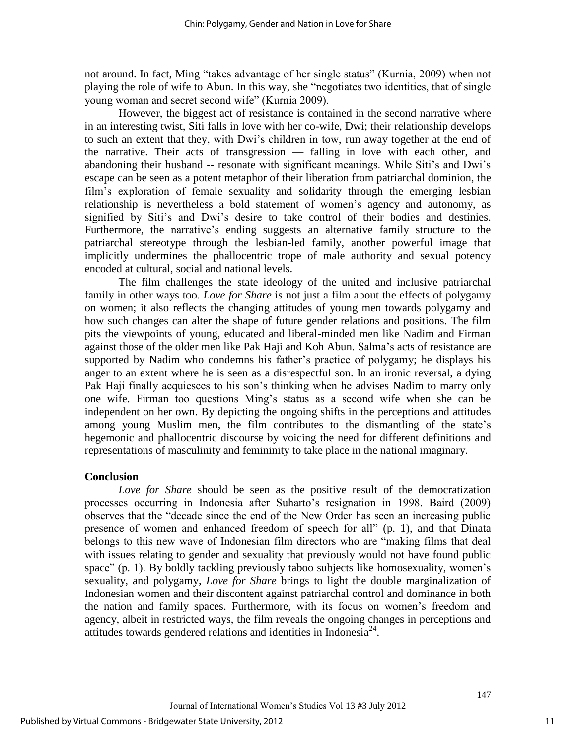not around. In fact, Ming "takes advantage of her single status" (Kurnia, 2009) when not playing the role of wife to Abun. In this way, she "negotiates two identities, that of single young woman and secret second wife" (Kurnia 2009).

However, the biggest act of resistance is contained in the second narrative where in an interesting twist, Siti falls in love with her co-wife, Dwi; their relationship develops to such an extent that they, with Dwi's children in tow, run away together at the end of the narrative. Their acts of transgression — falling in love with each other, and abandoning their husband -- resonate with significant meanings. While Siti's and Dwi's escape can be seen as a potent metaphor of their liberation from patriarchal dominion, the film's exploration of female sexuality and solidarity through the emerging lesbian relationship is nevertheless a bold statement of women's agency and autonomy, as signified by Siti's and Dwi's desire to take control of their bodies and destinies. Furthermore, the narrative's ending suggests an alternative family structure to the patriarchal stereotype through the lesbian-led family, another powerful image that implicitly undermines the phallocentric trope of male authority and sexual potency encoded at cultural, social and national levels.

The film challenges the state ideology of the united and inclusive patriarchal family in other ways too. *Love for Share* is not just a film about the effects of polygamy on women; it also reflects the changing attitudes of young men towards polygamy and how such changes can alter the shape of future gender relations and positions. The film pits the viewpoints of young, educated and liberal-minded men like Nadim and Firman against those of the older men like Pak Haji and Koh Abun. Salma's acts of resistance are supported by Nadim who condemns his father's practice of polygamy; he displays his anger to an extent where he is seen as a disrespectful son. In an ironic reversal, a dying Pak Haji finally acquiesces to his son's thinking when he advises Nadim to marry only one wife. Firman too questions Ming's status as a second wife when she can be independent on her own. By depicting the ongoing shifts in the perceptions and attitudes among young Muslim men, the film contributes to the dismantling of the state's hegemonic and phallocentric discourse by voicing the need for different definitions and representations of masculinity and femininity to take place in the national imaginary.

## Conclusion

*Love for Share* should be seen as the positive result of the democratization processes occurring in Indonesia after Suharto's resignation in 1998. Baird (2009) observes that the "decade since the end of the New Order has seen an increasing public presence of women and enhanced freedom of speech for all" (p. 1), and that Dinata belongs to this new wave of Indonesian film directors who are "making films that deal with issues relating to gender and sexuality that previously would not have found public space" (p. 1). By boldly tackling previously taboo subjects like homosexuality, women's sexuality, and polygamy, *Love for Share* brings to light the double marginalization of Indonesian women and their discontent against patriarchal control and dominance in both the nation and family spaces. Furthermore, with its focus on women's freedom and agency, albeit in restricted ways, the film reveals the ongoing changes in perceptions and attitudes towards gendered relations and identities in Indonesia[24].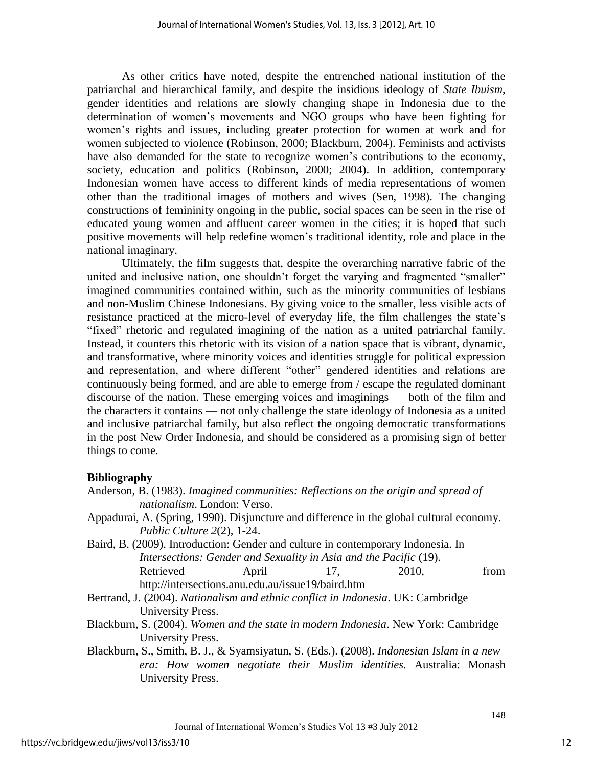As other critics have noted, despite the entrenched national institution of the patriarchal and hierarchical family, and despite the insidious ideology of *State Ibuism*, gender identities and relations are slowly changing shape in Indonesia due to the determination of women's movements and NGO groups who have been fighting for women's rights and issues, including greater protection for women at work and for women subjected to violence (Robinson, 2000; Blackburn, 2004). Feminists and activists have also demanded for the state to recognize women's contributions to the economy, society, education and politics (Robinson, 2000; 2004). In addition, contemporary Indonesian women have access to different kinds of media representations of women other than the traditional images of mothers and wives (Sen, 1998). The changing constructions of femininity ongoing in the public, social spaces can be seen in the rise of educated young women and affluent career women in the cities; it is hoped that such positive movements will help redefine women's traditional identity, role and place in the national imaginary.

Ultimately, the film suggests that, despite the overarching narrative fabric of the united and inclusive nation, one shouldn't forget the varying and fragmented "smaller" imagined communities contained within, such as the minority communities of lesbians and non-Muslim Chinese Indonesians. By giving voice to the smaller, less visible acts of resistance practiced at the micro-level of everyday life, the film challenges the state's "fixed" rhetoric and regulated imagining of the nation as a united patriarchal family. Instead, it counters this rhetoric with its vision of a nation space that is vibrant, dynamic, and transformative, where minority voices and identities struggle for political expression and representation, and where different "other" gendered identities and relations are continuously being formed, and are able to emerge from / escape the regulated dominant discourse of the nation. These emerging voices and imaginings — both of the film and the characters it contains — not only challenge the state ideology of Indonesia as a united and inclusive patriarchal family, but also reflect the ongoing democratic transformations in the post New Order Indonesia, and should be considered as a promising sign of better things to come.

## Bibliography

Anderson, B. (1983). *Imagined communities: Reflections on the origin and spread of nationalism*. London: Verso.

Appadurai, A. (Spring, 1990). Disjuncture and difference in the global cultural economy. *Public Culture 2*(2), 1-24.

Baird, B. (2009). Introduction: Gender and culture in contemporary Indonesia. In *Intersections: Gender and Sexuality in Asia and the Pacific* (19). Retrieved April 17, 2010, from http://intersections.anu.edu.au/issue19/baird.htm

Bertrand, J. (2004). *Nationalism and ethnic conflict in Indonesia*. UK: Cambridge University Press.

Blackburn, S. (2004). *Women and the state in modern Indonesia*. New York: Cambridge University Press.

Blackburn, S., Smith, B. J., & Syamsiyatun, S. (Eds.). (2008). *Indonesian Islam in a new era: How women negotiate their Muslim identities.* Australia: Monash University Press.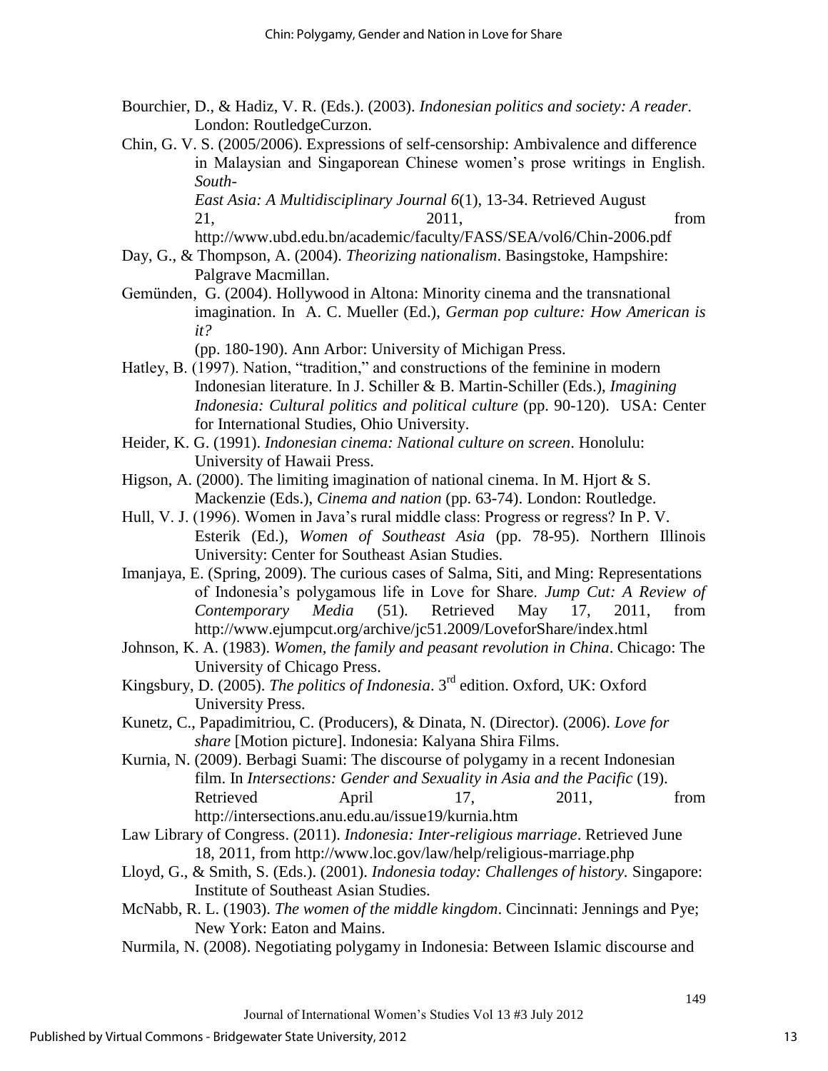Bourchier, D., & Hadiz, V. R. (Eds.). (2003). *Indonesian politics and society: A reader*. London: RoutledgeCurzon.

Chin, G. V. S. (2005/2006). Expressions of self-censorship: Ambivalence and difference in Malaysian and Singaporean Chinese women's prose writings in English. *South-East Asia: A Multidisciplinary Journal 6*(1), 13-34. Retrieved August 21, 2011, from http://www.ubd.edu.bn/academic/faculty/FASS/SEA/vol6/Chin-2006.pdf

Day, G., & Thompson, A. (2004). *Theorizing nationalism*. Basingstoke, Hampshire: Palgrave Macmillan.

Gemünden, G. (2004). Hollywood in Altona: Minority cinema and the transnational imagination. In A. C. Mueller (Ed.), *German pop culture: How American is it?* (pp. 180-190). Ann Arbor: University of Michigan Press.

Hatley, B. (1997). Nation, "tradition," and constructions of the feminine in modern Indonesian literature. In J. Schiller & B. Martin-Schiller (Eds.), *Imagining Indonesia: Cultural politics and political culture* (pp. 90-120). USA: Center for International Studies, Ohio University.

Heider, K. G. (1991). *Indonesian cinema: National culture on screen*. Honolulu: University of Hawaii Press.

Higson, A. (2000). The limiting imagination of national cinema. In M. Hjort & S. Mackenzie (Eds.), *Cinema and nation* (pp. 63-74). London: Routledge.

Hull, V. J. (1996). Women in Java's rural middle class: Progress or regress? In P. V. Esterik (Ed.), *Women of Southeast Asia* (pp. 78-95). Northern Illinois University: Center for Southeast Asian Studies.

Imanjaya, E. (Spring, 2009). The curious cases of Salma, Siti, and Ming: Representations of Indonesia's polygamous life in Love for Share. *Jump Cut: A Review of Contemporary Media* (51). Retrieved May 17, 2011, from http://www.ejumpcut.org/archive/jc51.2009/LoveforShare/index.html

Johnson, K. A. (1983). *Women, the family and peasant revolution in China*. Chicago: The University of Chicago Press.

Kingsbury, D. (2005). *The politics of Indonesia*. 3rd edition. Oxford, UK: Oxford University Press.

Kunetz, C., Papadimitriou, C. (Producers), & Dinata, N. (Director). (2006). *Love for share* [Motion picture]. Indonesia: Kalyana Shira Films.

Kurnia, N. (2009). Berbagi Suami: The discourse of polygamy in a recent Indonesian film. In *Intersections: Gender and Sexuality in Asia and the Pacific* (19). Retrieved April 17, 2011, from http://intersections.anu.edu.au/issue19/kurnia.htm

Law Library of Congress. (2011). *Indonesia: Inter-religious marriage*. Retrieved June 18, 2011, from http://www.loc.gov/law/help/religious-marriage.php

Lloyd, G., & Smith, S. (Eds.). (2001). *Indonesia today: Challenges of history.* Singapore: Institute of Southeast Asian Studies.

McNabb, R. L. (1903). *The women of the middle kingdom*. Cincinnati: Jennings and Pye; New York: Eaton and Mains.

Nurmila, N. (2008). Negotiating polygamy in Indonesia: Between Islamic discourse and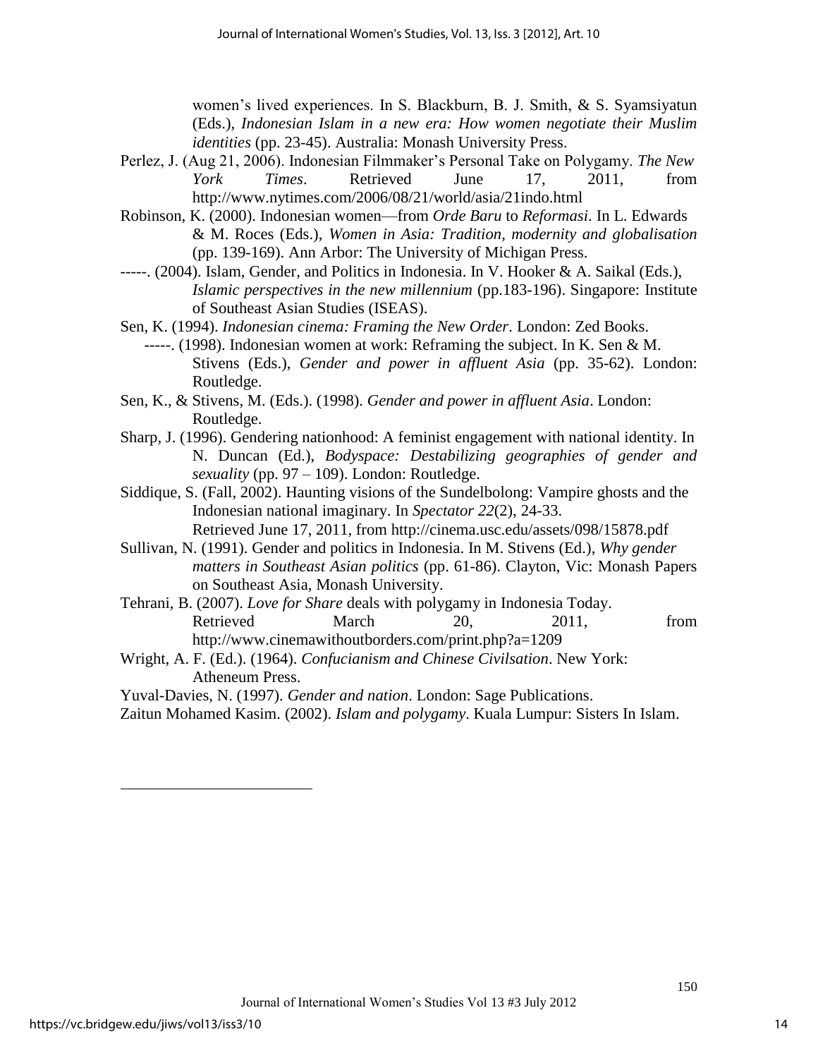women's lived experiences. In S. Blackburn, B. J. Smith, & S. Syamsiyatun (Eds.), *Indonesian Islam in a new era: How women negotiate their Muslim identities* (pp. 23-45). Australia: Monash University Press.

Perlez, J. (Aug 21, 2006). Indonesian Filmmaker's Personal Take on Polygamy. *The New York Times*. Retrieved June 17, 2011, from http://www.nytimes.com/2006/08/21/world/asia/21indo.html

Robinson, K. (2000). Indonesian women—from *Orde Baru* to *Reformasi*. In L. Edwards & M. Roces (Eds.), *Women in Asia: Tradition, modernity and globalisation* (pp. 139-169). Ann Arbor: The University of Michigan Press.

-----. (2004). Islam, Gender, and Politics in Indonesia. In V. Hooker & A. Saikal (Eds.), *Islamic perspectives in the new millennium* (pp.183-196). Singapore: Institute of Southeast Asian Studies (ISEAS).

Sen, K. (1994). *Indonesian cinema: Framing the New Order*. London: Zed Books.

-----. (1998). Indonesian women at work: Reframing the subject. In K. Sen & M. Stivens (Eds.), *Gender and power in affluent Asia* (pp. 35-62). London: Routledge.

Sen, K., & Stivens, M. (Eds.). (1998). *Gender and power in affluent Asia*. London: Routledge.

Sharp, J. (1996). Gendering nationhood: A feminist engagement with national identity. In N. Duncan (Ed.), *Bodyspace: Destabilizing geographies of gender and sexuality* (pp. 97 – 109). London: Routledge.

Siddique, S. (Fall, 2002). Haunting visions of the Sundelbolong: Vampire ghosts and the Indonesian national imaginary. In *Spectator 22*(2), 24-33. Retrieved June 17, 2011, from http://cinema.usc.edu/assets/098/15878.pdf

Sullivan, N. (1991). Gender and politics in Indonesia. In M. Stivens (Ed.), *Why gender matters in Southeast Asian politics* (pp. 61-86). Clayton, Vic: Monash Papers on Southeast Asia, Monash University.

Tehrani, B. (2007). *Love for Share* deals with polygamy in Indonesia Today. Retrieved March 20, 2011, from http://www.cinemawithoutborders.com/print.php?a=1209

Wright, A. F. (Ed.). (1964). *Confucianism and Chinese Civilsation*. New York: Atheneum Press.

Yuval-Davies, N. (1997). *Gender and nation*. London: Sage Publications.

Zaitun Mohamed Kasim. (2002). *Islam and polygamy*. Kuala Lumpur: Sisters In Islam.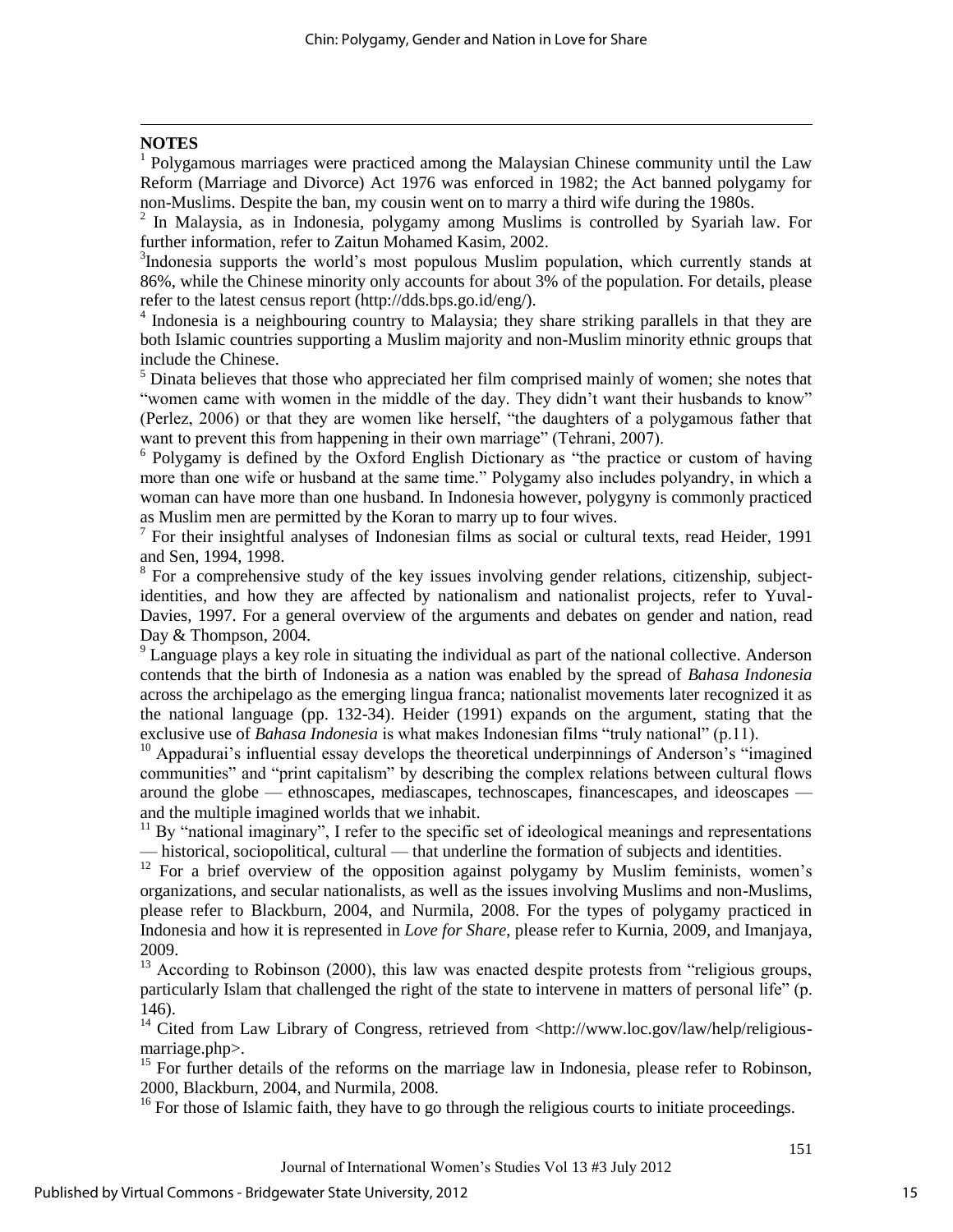## NOTES

[1] Polygamous marriages were practiced among the Malaysian Chinese community until the Law Reform (Marriage and Divorce) Act 1976 was enforced in 1982; the Act banned polygamy for non-Muslims. Despite the ban, my cousin went on to marry a third wife during the 1980s.

[2] In Malaysia, as in Indonesia, polygamy among Muslims is controlled by Syariah law. For further information, refer to Zaitun Mohamed Kasim, 2002.

[3] Indonesia supports the world's most populous Muslim population, which currently stands at 86%, while the Chinese minority only accounts for about 3% of the population. For details, please refer to the latest census report (http://dds.bps.go.id/eng/).

[4] Indonesia is a neighbouring country to Malaysia; they share striking parallels in that they are both Islamic countries supporting a Muslim majority and non-Muslim minority ethnic groups that include the Chinese.

[5] Dinata believes that those who appreciated her film comprised mainly of women; she notes that "women came with women in the middle of the day. They didn't want their husbands to know" (Perlez, 2006) or that they are women like herself, "the daughters of a polygamous father that want to prevent this from happening in their own marriage" (Tehrani, 2007).

[6] Polygamy is defined by the Oxford English Dictionary as "the practice or custom of having more than one wife or husband at the same time." Polygamy also includes polyandry, in which a woman can have more than one husband. In Indonesia however, polygyny is commonly practiced as Muslim men are permitted by the Koran to marry up to four wives.

[7] For their insightful analyses of Indonesian films as social or cultural texts, read Heider, 1991 and Sen, 1994, 1998.

[8] For a comprehensive study of the key issues involving gender relations, citizenship, subject-identities, and how they are affected by nationalism and nationalist projects, refer to Yuval-Davies, 1997. For a general overview of the arguments and debates on gender and nation, read Day & Thompson, 2004.

[9] Language plays a key role in situating the individual as part of the national collective. Anderson contends that the birth of Indonesia as a nation was enabled by the spread of *Bahasa Indonesia* across the archipelago as the emerging lingua franca; nationalist movements later recognized it as the national language (pp. 132-34). Heider (1991) expands on the argument, stating that the exclusive use of *Bahasa Indonesia* is what makes Indonesian films "truly national" (p.11).

[10] Appadurai's influential essay develops the theoretical underpinnings of Anderson's "imagined communities" and "print capitalism" by describing the complex relations between cultural flows around the globe — ethnoscapes, mediascapes, technoscapes, financescapes, and ideoscapes — and the multiple imagined worlds that we inhabit.

[11] By "national imaginary", I refer to the specific set of ideological meanings and representations — historical, sociopolitical, cultural — that underline the formation of subjects and identities.

[12] For a brief overview of the opposition against polygamy by Muslim feminists, women's organizations, and secular nationalists, as well as the issues involving Muslims and non-Muslims, please refer to Blackburn, 2004, and Nurmila, 2008. For the types of polygamy practiced in Indonesia and how it is represented in *Love for Share*, please refer to Kurnia, 2009, and Imanjaya, 2009.

[13] According to Robinson (2000), this law was enacted despite protests from "religious groups, particularly Islam that challenged the right of the state to intervene in matters of personal life" (p. 146).

[14] Cited from Law Library of Congress, retrieved from <http://www.loc.gov/law/help/religious-marriage.php>.

[15] For further details of the reforms on the marriage law in Indonesia, please refer to Robinson, 2000, Blackburn, 2004, and Nurmila, 2008.

[16] For those of Islamic faith, they have to go through the religious courts to initiate proceedings.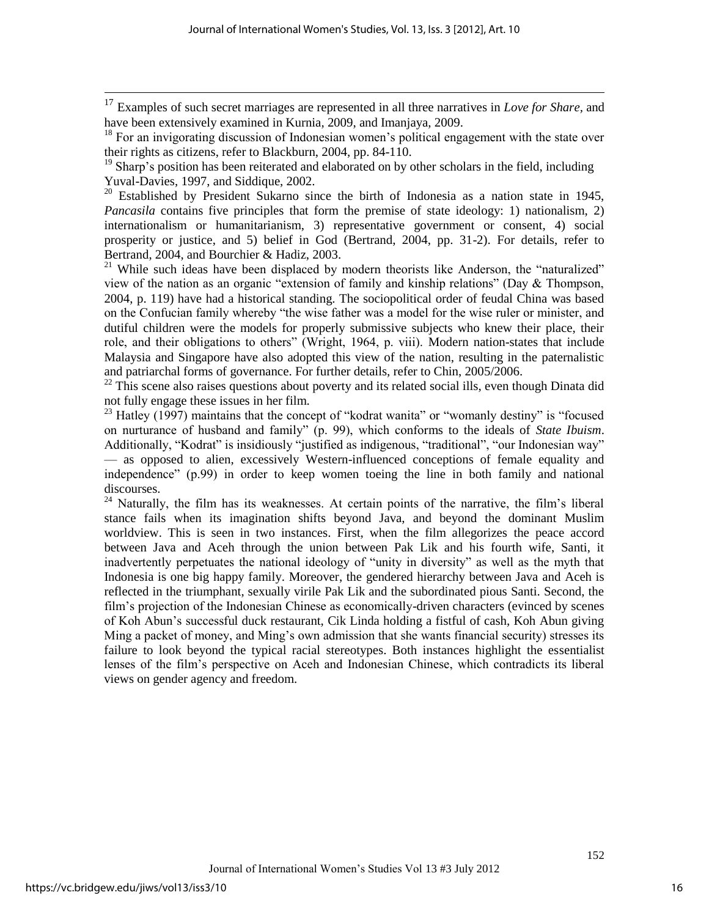[17] Examples of such secret marriages are represented in all three narratives in *Love for Share*, and have been extensively examined in Kurnia, 2009, and Imanjaya, 2009.

[18] For an invigorating discussion of Indonesian women's political engagement with the state over their rights as citizens, refer to Blackburn, 2004, pp. 84-110.

[19] Sharp's position has been reiterated and elaborated on by other scholars in the field, including Yuval-Davies, 1997, and Siddique, 2002.

[20] Established by President Sukarno since the birth of Indonesia as a nation state in 1945, *Pancasila* contains five principles that form the premise of state ideology: 1) nationalism, 2) internationalism or humanitarianism, 3) representative government or consent, 4) social prosperity or justice, and 5) belief in God (Bertrand, 2004, pp. 31-2). For details, refer to Bertrand, 2004, and Bourchier & Hadiz, 2003.

[21] While such ideas have been displaced by modern theorists like Anderson, the "naturalized" view of the nation as an organic "extension of family and kinship relations" (Day & Thompson, 2004, p. 119) have had a historical standing. The sociopolitical order of feudal China was based on the Confucian family whereby "the wise father was a model for the wise ruler or minister, and dutiful children were the models for properly submissive subjects who knew their place, their role, and their obligations to others" (Wright, 1964, p. viii). Modern nation-states that include Malaysia and Singapore have also adopted this view of the nation, resulting in the paternalistic and patriarchal forms of governance. For further details, refer to Chin, 2005/2006.

[22] This scene also raises questions about poverty and its related social ills, even though Dinata did not fully engage these issues in her film.

[23] Hatley (1997) maintains that the concept of "kodrat wanita" or "womanly destiny" is "focused on nurturance of husband and family" (p. 99), which conforms to the ideals of *State Ibuism*. Additionally, "Kodrat" is insidiously "justified as indigenous, "traditional", "our Indonesian way" — as opposed to alien, excessively Western-influenced conceptions of female equality and independence" (p.99) in order to keep women toeing the line in both family and national discourses.

[24] Naturally, the film has its weaknesses. At certain points of the narrative, the film's liberal stance fails when its imagination shifts beyond Java, and beyond the dominant Muslim worldview. This is seen in two instances. First, when the film allegorizes the peace accord between Java and Aceh through the union between Pak Lik and his fourth wife, Santi, it inadvertently perpetuates the national ideology of "unity in diversity" as well as the myth that Indonesia is one big happy family. Moreover, the gendered hierarchy between Java and Aceh is reflected in the triumphant, sexually virile Pak Lik and the subordinated pious Santi. Second, the film's projection of the Indonesian Chinese as economically-driven characters (evinced by scenes of Koh Abun's successful duck restaurant, Cik Linda holding a fistful of cash, Koh Abun giving Ming a packet of money, and Ming's own admission that she wants financial security) stresses its failure to look beyond the typical racial stereotypes. Both instances highlight the essentialist lenses of the film's perspective on Aceh and Indonesian Chinese, which contradicts its liberal views on gender agency and freedom.